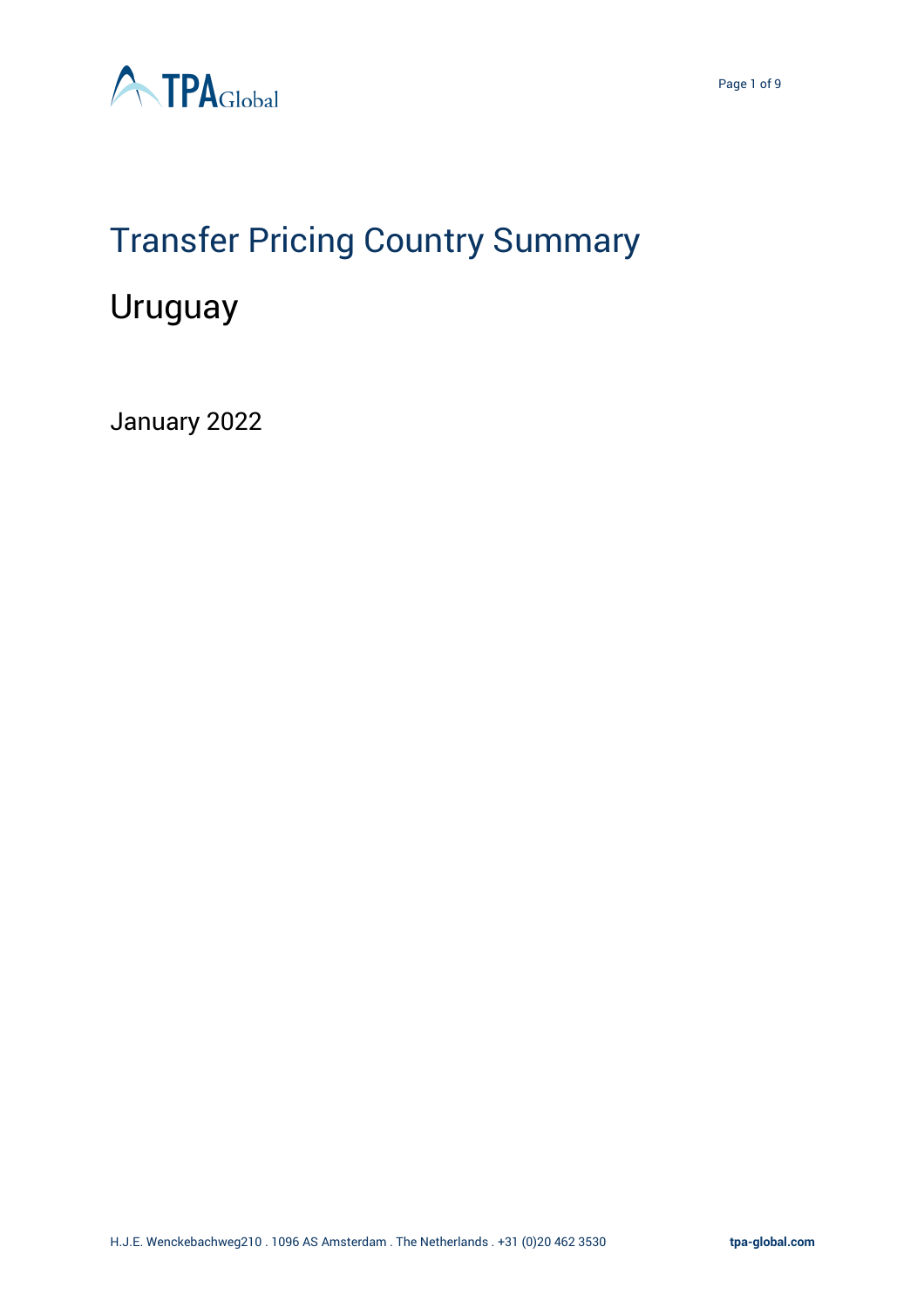# Transfer Pricing Country Summary

## Uruguay

January 2022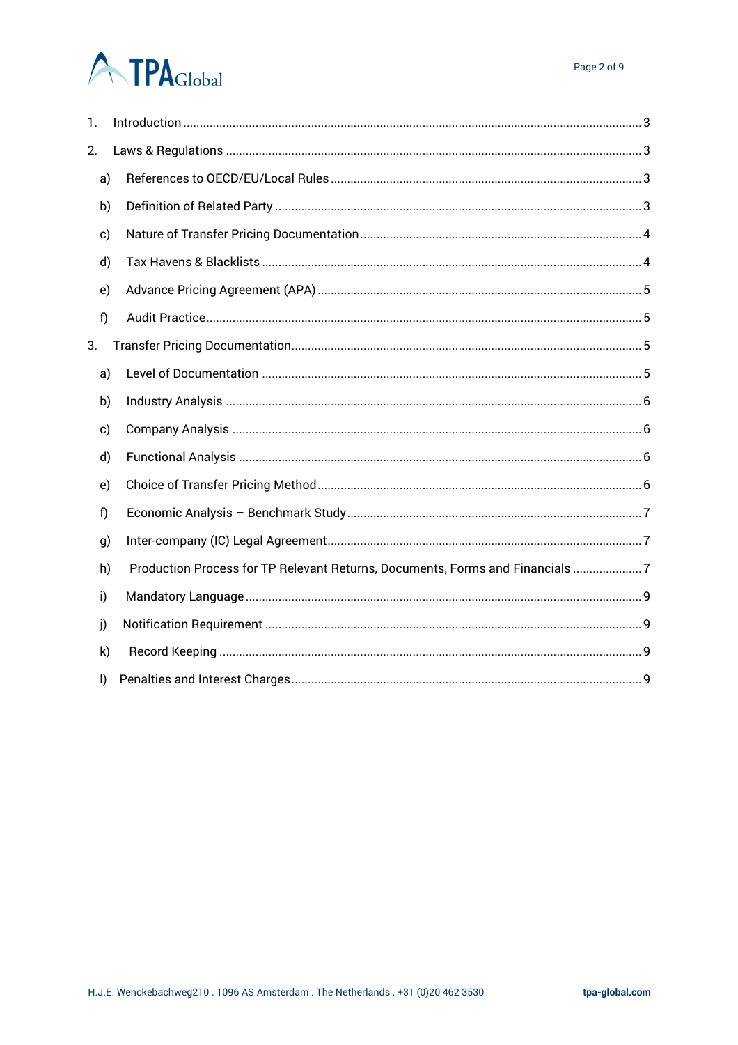1. Introduction ... 3
2. Laws & Regulations ... 3
   a) References to OECD/EU/Local Rules ... 3
   b) Definition of Related Party ... 3
   c) Nature of Transfer Pricing Documentation ... 4
   d) Tax Havens & Blacklists ... 4
   e) Advance Pricing Agreement (APA) ... 5
   f) Audit Practice ... 5
3. Transfer Pricing Documentation ... 5
   a) Level of Documentation ... 5
   b) Industry Analysis ... 6
   c) Company Analysis ... 6
   d) Functional Analysis ... 6
   e) Choice of Transfer Pricing Method ... 6
   f) Economic Analysis – Benchmark Study ... 7
   g) Inter-company (IC) Legal Agreement ... 7
   h) Production Process for TP Relevant Returns, Documents, Forms and Financials ... 7
   i) Mandatory Language ... 9
   j) Notification Requirement ... 9
   k) Record Keeping ... 9
   l) Penalties and Interest Charges ... 9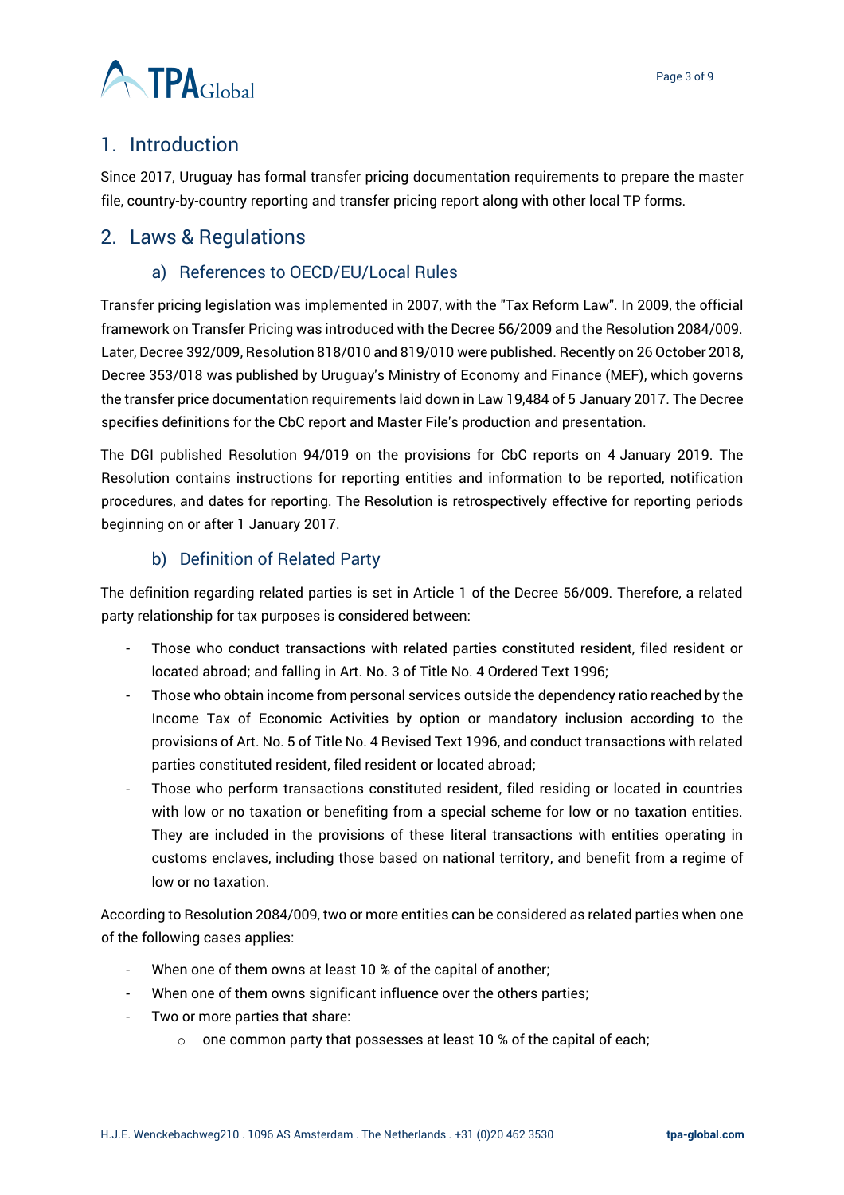## 1. Introduction

Since 2017, Uruguay has formal transfer pricing documentation requirements to prepare the master file, country-by-country reporting and transfer pricing report along with other local TP forms.

## 2. Laws & Regulations

### a) References to OECD/EU/Local Rules

Transfer pricing legislation was implemented in 2007, with the "Tax Reform Law". In 2009, the official framework on Transfer Pricing was introduced with the Decree 56/2009 and the Resolution 2084/009. Later, Decree 392/009, Resolution 818/010 and 819/010 were published. Recently on 26 October 2018, Decree 353/018 was published by Uruguay's Ministry of Economy and Finance (MEF), which governs the transfer price documentation requirements laid down in Law 19,484 of 5 January 2017. The Decree specifies definitions for the CbC report and Master File's production and presentation.

The DGI published Resolution 94/019 on the provisions for CbC reports on 4 January 2019. The Resolution contains instructions for reporting entities and information to be reported, notification procedures, and dates for reporting. The Resolution is retrospectively effective for reporting periods beginning on or after 1 January 2017.

### b) Definition of Related Party

The definition regarding related parties is set in Article 1 of the Decree 56/009. Therefore, a related party relationship for tax purposes is considered between:

- Those who conduct transactions with related parties constituted resident, filed resident or located abroad; and falling in Art. No. 3 of Title No. 4 Ordered Text 1996;
- Those who obtain income from personal services outside the dependency ratio reached by the Income Tax of Economic Activities by option or mandatory inclusion according to the provisions of Art. No. 5 of Title No. 4 Revised Text 1996, and conduct transactions with related parties constituted resident, filed resident or located abroad;
- Those who perform transactions constituted resident, filed residing or located in countries with low or no taxation or benefiting from a special scheme for low or no taxation entities. They are included in the provisions of these literal transactions with entities operating in customs enclaves, including those based on national territory, and benefit from a regime of low or no taxation.

According to Resolution 2084/009, two or more entities can be considered as related parties when one of the following cases applies:

- When one of them owns at least 10 % of the capital of another;
- When one of them owns significant influence over the others parties;
- Two or more parties that share:
    - one common party that possesses at least 10 % of the capital of each;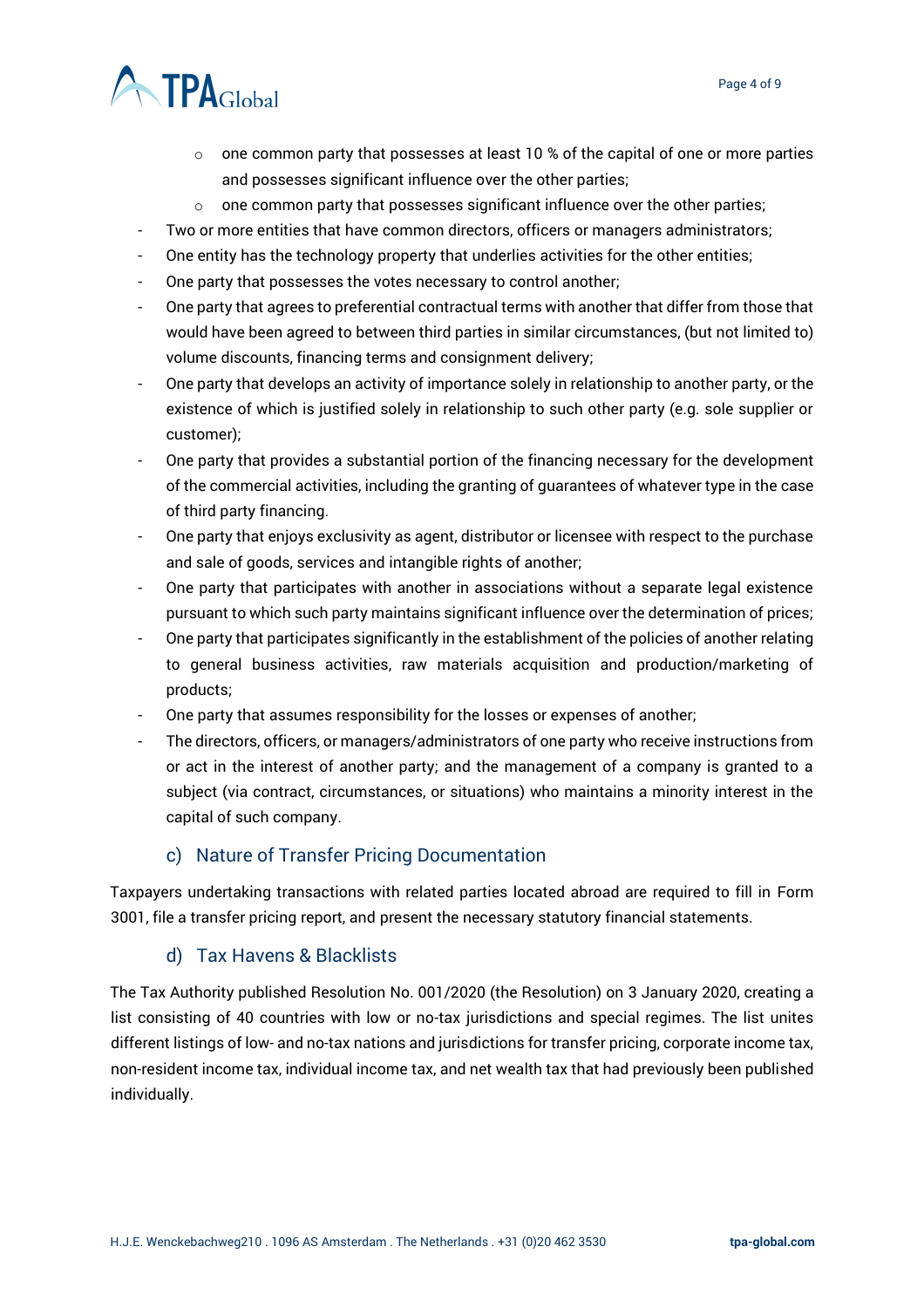- one common party that possesses at least 10 % of the capital of one or more parties and possesses significant influence over the other parties;
    - one common party that possesses significant influence over the other parties;
- Two or more entities that have common directors, officers or managers administrators;
- One entity has the technology property that underlies activities for the other entities;
- One party that possesses the votes necessary to control another;
- One party that agrees to preferential contractual terms with another that differ from those that would have been agreed to between third parties in similar circumstances, (but not limited to) volume discounts, financing terms and consignment delivery;
- One party that develops an activity of importance solely in relationship to another party, or the existence of which is justified solely in relationship to such other party (e.g. sole supplier or customer);
- One party that provides a substantial portion of the financing necessary for the development of the commercial activities, including the granting of guarantees of whatever type in the case of third party financing.
- One party that enjoys exclusivity as agent, distributor or licensee with respect to the purchase and sale of goods, services and intangible rights of another;
- One party that participates with another in associations without a separate legal existence pursuant to which such party maintains significant influence over the determination of prices;
- One party that participates significantly in the establishment of the policies of another relating to general business activities, raw materials acquisition and production/marketing of products;
- One party that assumes responsibility for the losses or expenses of another;
- The directors, officers, or managers/administrators of one party who receive instructions from or act in the interest of another party; and the management of a company is granted to a subject (via contract, circumstances, or situations) who maintains a minority interest in the capital of such company.

### c) Nature of Transfer Pricing Documentation

Taxpayers undertaking transactions with related parties located abroad are required to fill in Form 3001, file a transfer pricing report, and present the necessary statutory financial statements.

### d) Tax Havens & Blacklists

The Tax Authority published Resolution No. 001/2020 (the Resolution) on 3 January 2020, creating a list consisting of 40 countries with low or no-tax jurisdictions and special regimes. The list unites different listings of low- and no-tax nations and jurisdictions for transfer pricing, corporate income tax, non-resident income tax, individual income tax, and net wealth tax that had previously been published individually.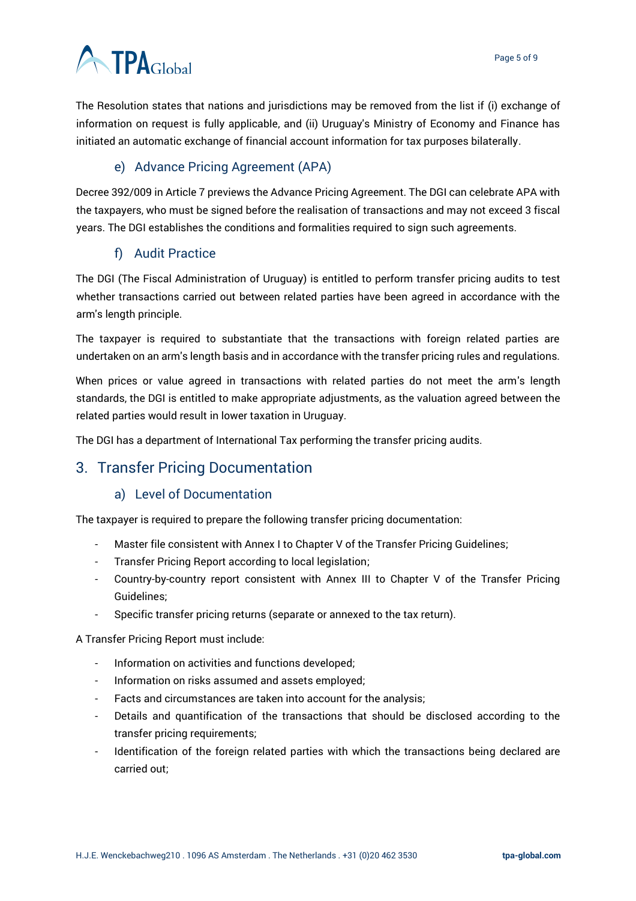The Resolution states that nations and jurisdictions may be removed from the list if (i) exchange of information on request is fully applicable, and (ii) Uruguay's Ministry of Economy and Finance has initiated an automatic exchange of financial account information for tax purposes bilaterally.

### e) Advance Pricing Agreement (APA)

Decree 392/009 in Article 7 previews the Advance Pricing Agreement. The DGI can celebrate APA with the taxpayers, who must be signed before the realisation of transactions and may not exceed 3 fiscal years. The DGI establishes the conditions and formalities required to sign such agreements.

### f) Audit Practice

The DGI (The Fiscal Administration of Uruguay) is entitled to perform transfer pricing audits to test whether transactions carried out between related parties have been agreed in accordance with the arm's length principle.

The taxpayer is required to substantiate that the transactions with foreign related parties are undertaken on an arm's length basis and in accordance with the transfer pricing rules and regulations.

When prices or value agreed in transactions with related parties do not meet the arm's length standards, the DGI is entitled to make appropriate adjustments, as the valuation agreed between the related parties would result in lower taxation in Uruguay.

The DGI has a department of International Tax performing the transfer pricing audits.

## 3. Transfer Pricing Documentation

### a) Level of Documentation

The taxpayer is required to prepare the following transfer pricing documentation:

- Master file consistent with Annex I to Chapter V of the Transfer Pricing Guidelines;
- Transfer Pricing Report according to local legislation;
- Country-by-country report consistent with Annex III to Chapter V of the Transfer Pricing Guidelines;
- Specific transfer pricing returns (separate or annexed to the tax return).

A Transfer Pricing Report must include:

- Information on activities and functions developed;
- Information on risks assumed and assets employed;
- Facts and circumstances are taken into account for the analysis;
- Details and quantification of the transactions that should be disclosed according to the transfer pricing requirements;
- Identification of the foreign related parties with which the transactions being declared are carried out;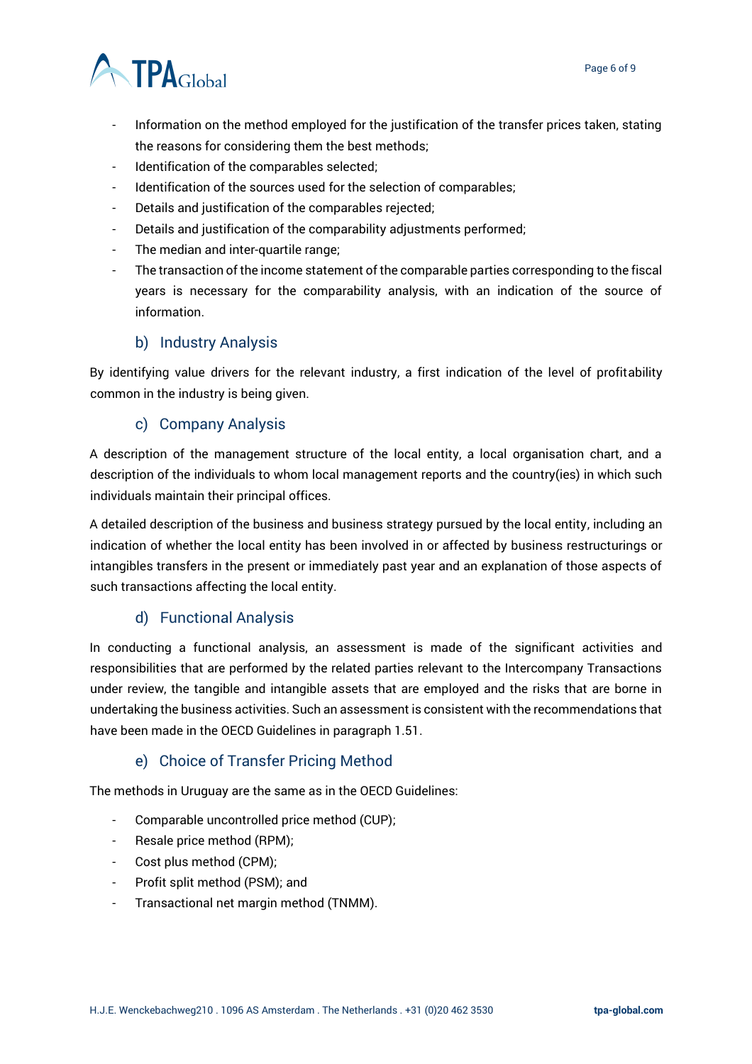- Information on the method employed for the justification of the transfer prices taken, stating the reasons for considering them the best methods;
- Identification of the comparables selected;
- Identification of the sources used for the selection of comparables;
- Details and justification of the comparables rejected;
- Details and justification of the comparability adjustments performed;
- The median and inter-quartile range;
- The transaction of the income statement of the comparable parties corresponding to the fiscal years is necessary for the comparability analysis, with an indication of the source of information.

### b) Industry Analysis

By identifying value drivers for the relevant industry, a first indication of the level of profitability common in the industry is being given.

### c) Company Analysis

A description of the management structure of the local entity, a local organisation chart, and a description of the individuals to whom local management reports and the country(ies) in which such individuals maintain their principal offices.

A detailed description of the business and business strategy pursued by the local entity, including an indication of whether the local entity has been involved in or affected by business restructurings or intangibles transfers in the present or immediately past year and an explanation of those aspects of such transactions affecting the local entity.

### d) Functional Analysis

In conducting a functional analysis, an assessment is made of the significant activities and responsibilities that are performed by the related parties relevant to the Intercompany Transactions under review, the tangible and intangible assets that are employed and the risks that are borne in undertaking the business activities. Such an assessment is consistent with the recommendations that have been made in the OECD Guidelines in paragraph 1.51.

### e) Choice of Transfer Pricing Method

The methods in Uruguay are the same as in the OECD Guidelines:

- Comparable uncontrolled price method (CUP);
- Resale price method (RPM);
- Cost plus method (CPM);
- Profit split method (PSM); and
- Transactional net margin method (TNMM).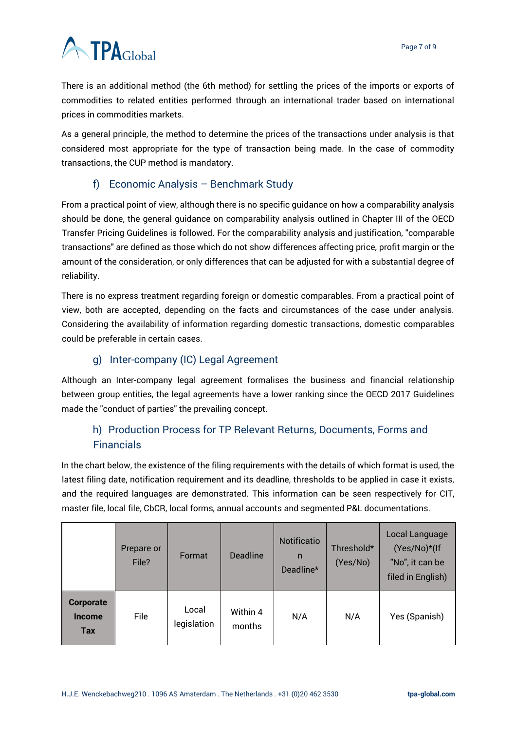There is an additional method (the 6th method) for settling the prices of the imports or exports of commodities to related entities performed through an international trader based on international prices in commodities markets.

As a general principle, the method to determine the prices of the transactions under analysis is that considered most appropriate for the type of transaction being made. In the case of commodity transactions, the CUP method is mandatory.

### f) Economic Analysis – Benchmark Study

From a practical point of view, although there is no specific guidance on how a comparability analysis should be done, the general guidance on comparability analysis outlined in Chapter III of the OECD Transfer Pricing Guidelines is followed. For the comparability analysis and justification, "comparable transactions" are defined as those which do not show differences affecting price, profit margin or the amount of the consideration, or only differences that can be adjusted for with a substantial degree of reliability.

There is no express treatment regarding foreign or domestic comparables. From a practical point of view, both are accepted, depending on the facts and circumstances of the case under analysis. Considering the availability of information regarding domestic transactions, domestic comparables could be preferable in certain cases.

### g) Inter-company (IC) Legal Agreement

Although an Inter-company legal agreement formalises the business and financial relationship between group entities, the legal agreements have a lower ranking since the OECD 2017 Guidelines made the "conduct of parties" the prevailing concept.

### h) Production Process for TP Relevant Returns, Documents, Forms and Financials

In the chart below, the existence of the filing requirements with the details of which format is used, the latest filing date, notification requirement and its deadline, thresholds to be applied in case it exists, and the required languages are demonstrated. This information can be seen respectively for CIT, master file, local file, CbCR, local forms, annual accounts and segmented P&L documentations.

| | Prepare or File? | Format | Deadline | Notification Deadline* | Threshold* (Yes/No) | Local Language (Yes/No)*(If "No", it can be filed in English) |
|---|---|---|---|---|---|---|
| **Corporate Income Tax** | File | Local legislation | Within 4 months | N/A | N/A | Yes (Spanish) |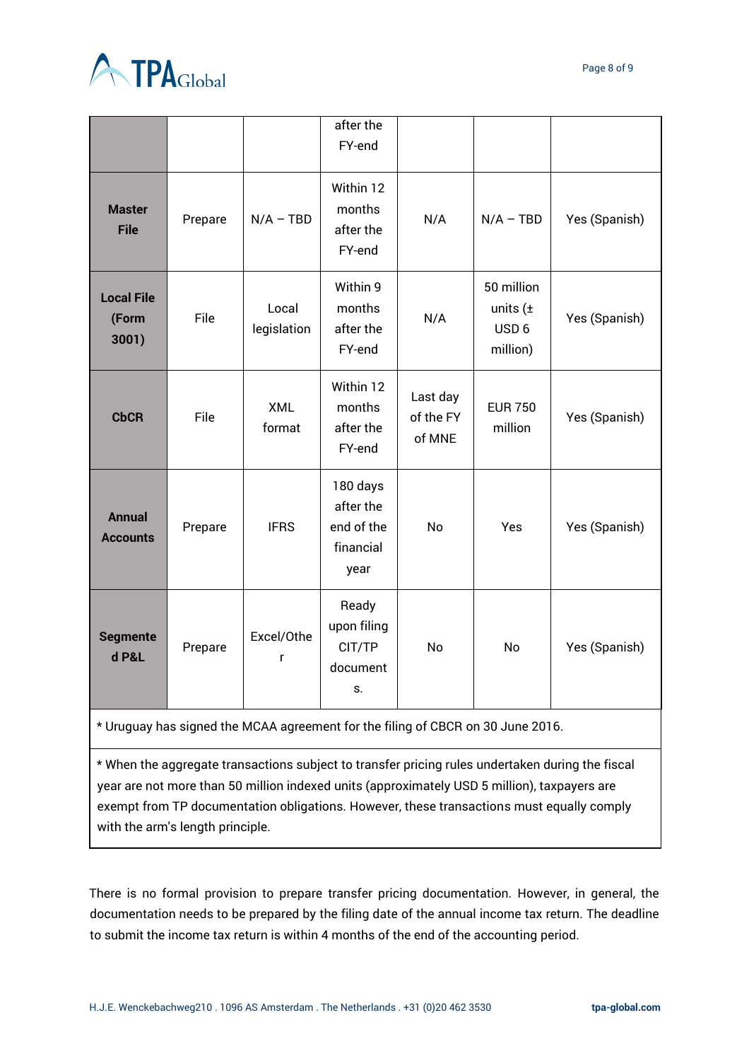| | | | after the FY-end | | | |
|---|---|---|---|---|---|---|
| **Master File** | Prepare | N/A – TBD | Within 12 months after the FY-end | N/A | N/A – TBD | Yes (Spanish) |
| **Local File (Form 3001)** | File | Local legislation | Within 9 months after the FY-end | N/A | 50 million units (± USD 6 million) | Yes (Spanish) |
| **CbCR** | File | XML format | Within 12 months after the FY-end | Last day of the FY of MNE | EUR 750 million | Yes (Spanish) |
| **Annual Accounts** | Prepare | IFRS | 180 days after the end of the financial year | No | Yes | Yes (Spanish) |
| **Segmented P&L** | Prepare | Excel/Other | Ready upon filing CIT/TP documents. | No | No | Yes (Spanish) |

* Uruguay has signed the MCAA agreement for the filing of CBCR on 30 June 2016.

* When the aggregate transactions subject to transfer pricing rules undertaken during the fiscal year are not more than 50 million indexed units (approximately USD 5 million), taxpayers are exempt from TP documentation obligations. However, these transactions must equally comply with the arm's length principle.

There is no formal provision to prepare transfer pricing documentation. However, in general, the documentation needs to be prepared by the filing date of the annual income tax return. The deadline to submit the income tax return is within 4 months of the end of the accounting period.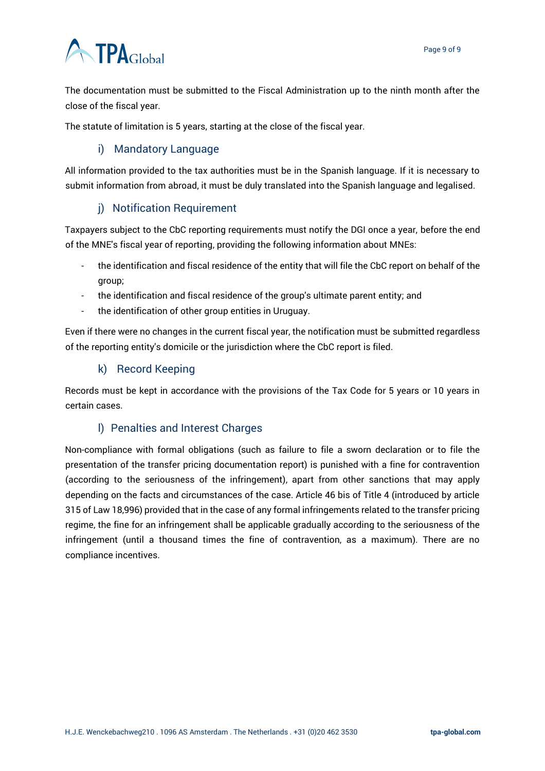The documentation must be submitted to the Fiscal Administration up to the ninth month after the close of the fiscal year.

The statute of limitation is 5 years, starting at the close of the fiscal year.

### i) Mandatory Language

All information provided to the tax authorities must be in the Spanish language. If it is necessary to submit information from abroad, it must be duly translated into the Spanish language and legalised.

### j) Notification Requirement

Taxpayers subject to the CbC reporting requirements must notify the DGI once a year, before the end of the MNE's fiscal year of reporting, providing the following information about MNEs:

- the identification and fiscal residence of the entity that will file the CbC report on behalf of the group;
- the identification and fiscal residence of the group's ultimate parent entity; and
- the identification of other group entities in Uruguay.

Even if there were no changes in the current fiscal year, the notification must be submitted regardless of the reporting entity's domicile or the jurisdiction where the CbC report is filed.

### k) Record Keeping

Records must be kept in accordance with the provisions of the Tax Code for 5 years or 10 years in certain cases.

### l) Penalties and Interest Charges

Non-compliance with formal obligations (such as failure to file a sworn declaration or to file the presentation of the transfer pricing documentation report) is punished with a fine for contravention (according to the seriousness of the infringement), apart from other sanctions that may apply depending on the facts and circumstances of the case. Article 46 bis of Title 4 (introduced by article 315 of Law 18,996) provided that in the case of any formal infringements related to the transfer pricing regime, the fine for an infringement shall be applicable gradually according to the seriousness of the infringement (until a thousand times the fine of contravention, as a maximum). There are no compliance incentives.